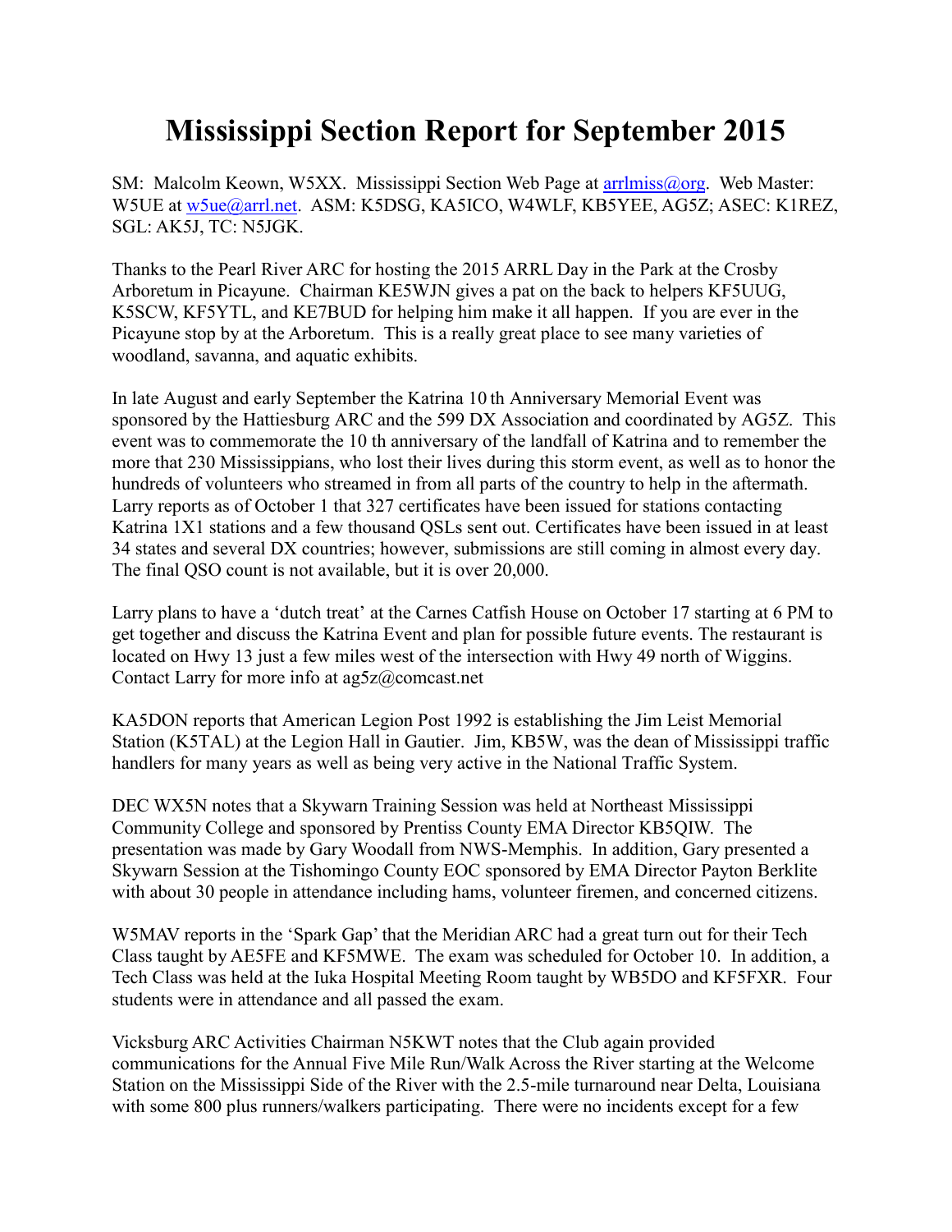# Mississippi Section Report for September 2015

SM: Malcolm Keown, W5XX. Mississippi Section Web Page at arrlmiss@org. Web Master: W5UE at w5ue@arrl.net. ASM: K5DSG, KA5ICO, W4WLF, KB5YEE, AG5Z; ASEC: K1REZ, SGL: AK5J, TC: N5JGK.

Thanks to the Pearl River ARC for hosting the 2015 ARRL Day in the Park at the Crosby Arboretum in Picayune. Chairman KE5WJN gives a pat on the back to helpers KF5UUG, K5SCW, KF5YTL, and KE7BUD for helping him make it all happen. If you are ever in the Picayune stop by at the Arboretum. This is a really great place to see many varieties of woodland, savanna, and aquatic exhibits.

In late August and early September the Katrina 10 th Anniversary Memorial Event was sponsored by the Hattiesburg ARC and the 599 DX Association and coordinated by AG5Z. This event was to commemorate the 10 th anniversary of the landfall of Katrina and to remember the more that 230 Mississippians, who lost their lives during this storm event, as well as to honor the hundreds of volunteers who streamed in from all parts of the country to help in the aftermath. Larry reports as of October 1 that 327 certificates have been issued for stations contacting Katrina 1X1 stations and a few thousand QSLs sent out. Certificates have been issued in at least 34 states and several DX countries; however, submissions are still coming in almost every day. The final QSO count is not available, but it is over 20,000.

Larry plans to have a 'dutch treat' at the Carnes Catfish House on October 17 starting at 6 PM to get together and discuss the Katrina Event and plan for possible future events. The restaurant is located on Hwy 13 just a few miles west of the intersection with Hwy 49 north of Wiggins. Contact Larry for more info at ag5z@comcast.net

KA5DON reports that American Legion Post 1992 is establishing the Jim Leist Memorial Station (K5TAL) at the Legion Hall in Gautier. Jim, KB5W, was the dean of Mississippi traffic handlers for many years as well as being very active in the National Traffic System.

DEC WX5N notes that a Skywarn Training Session was held at Northeast Mississippi Community College and sponsored by Prentiss County EMA Director KB5QIW. The presentation was made by Gary Woodall from NWS-Memphis. In addition, Gary presented a Skywarn Session at the Tishomingo County EOC sponsored by EMA Director Payton Berklite with about 30 people in attendance including hams, volunteer firemen, and concerned citizens.

W5MAV reports in the 'Spark Gap' that the Meridian ARC had a great turn out for their Tech Class taught by AE5FE and KF5MWE. The exam was scheduled for October 10. In addition, a Tech Class was held at the Iuka Hospital Meeting Room taught by WB5DO and KF5FXR. Four students were in attendance and all passed the exam.

Vicksburg ARC Activities Chairman N5KWT notes that the Club again provided communications for the Annual Five Mile Run/Walk Across the River starting at the Welcome Station on the Mississippi Side of the River with the 2.5-mile turnaround near Delta, Louisiana with some 800 plus runners/walkers participating. There were no incidents except for a few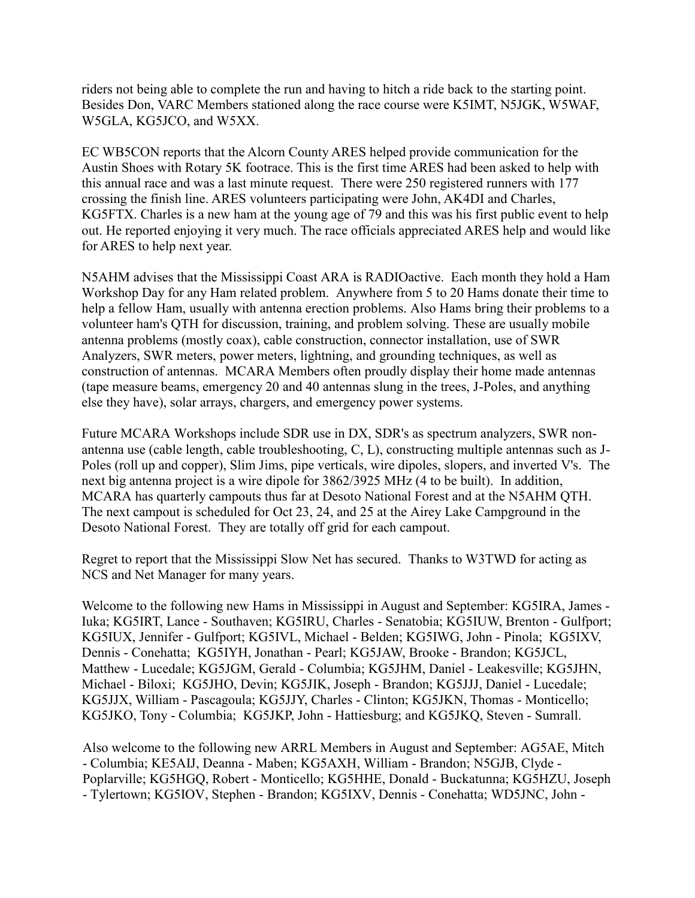riders not being able to complete the run and having to hitch a ride back to the starting point. Besides Don, VARC Members stationed along the race course were K5IMT, N5JGK, W5WAF, W5GLA, KG5JCO, and W5XX.

EC WB5CON reports that the Alcorn County ARES helped provide communication for the Austin Shoes with Rotary 5K footrace. This is the first time ARES had been asked to help with this annual race and was a last minute request. There were 250 registered runners with 177 crossing the finish line. ARES volunteers participating were John, AK4DI and Charles, KG5FTX. Charles is a new ham at the young age of 79 and this was his first public event to help out. He reported enjoying it very much. The race officials appreciated ARES help and would like for ARES to help next year.

N5AHM advises that the Mississippi Coast ARA is RADIOactive. Each month they hold a Ham Workshop Day for any Ham related problem. Anywhere from 5 to 20 Hams donate their time to help a fellow Ham, usually with antenna erection problems. Also Hams bring their problems to a volunteer ham's QTH for discussion, training, and problem solving. These are usually mobile antenna problems (mostly coax), cable construction, connector installation, use of SWR Analyzers, SWR meters, power meters, lightning, and grounding techniques, as well as construction of antennas. MCARA Members often proudly display their home made antennas (tape measure beams, emergency 20 and 40 antennas slung in the trees, J-Poles, and anything else they have), solar arrays, chargers, and emergency power systems.

Future MCARA Workshops include SDR use in DX, SDR's as spectrum analyzers, SWR non-antenna use (cable length, cable troubleshooting, C, L), constructing multiple antennas such as J-Poles (roll up and copper), Slim Jims, pipe verticals, wire dipoles, slopers, and inverted V's. The next big antenna project is a wire dipole for 3862/3925 MHz (4 to be built). In addition, MCARA has quarterly campouts thus far at Desoto National Forest and at the N5AHM QTH. The next campout is scheduled for Oct 23, 24, and 25 at the Airey Lake Campground in the Desoto National Forest. They are totally off grid for each campout.

Regret to report that the Mississippi Slow Net has secured. Thanks to W3TWD for acting as NCS and Net Manager for many years.

Welcome to the following new Hams in Mississippi in August and September: KG5IRA, James - Iuka; KG5IRT, Lance - Southaven; KG5IRU, Charles - Senatobia; KG5IUW, Brenton - Gulfport; KG5IUX, Jennifer - Gulfport; KG5IVL, Michael - Belden; KG5IWG, John - Pinola; KG5IXV, Dennis - Conehatta; KG5IYH, Jonathan - Pearl; KG5JAW, Brooke - Brandon; KG5JCL, Matthew - Lucedale; KG5JGM, Gerald - Columbia; KG5JHM, Daniel - Leakesville; KG5JHN, Michael - Biloxi; KG5JHO, Devin; KG5JIK, Joseph - Brandon; KG5JJJ, Daniel - Lucedale; KG5JJX, William - Pascagoula; KG5JJY, Charles - Clinton; KG5JKN, Thomas - Monticello; KG5JKO, Tony - Columbia; KG5JKP, John - Hattiesburg; and KG5JKQ, Steven - Sumrall.

Also welcome to the following new ARRL Members in August and September: AG5AE, Mitch - Columbia; KE5AIJ, Deanna - Maben; KG5AXH, William - Brandon; N5GJB, Clyde - Poplarville; KG5HGQ, Robert - Monticello; KG5HHE, Donald - Buckatunna; KG5HZU, Joseph - Tylertown; KG5IOV, Stephen - Brandon; KG5IXV, Dennis - Conehatta; WD5JNC, John -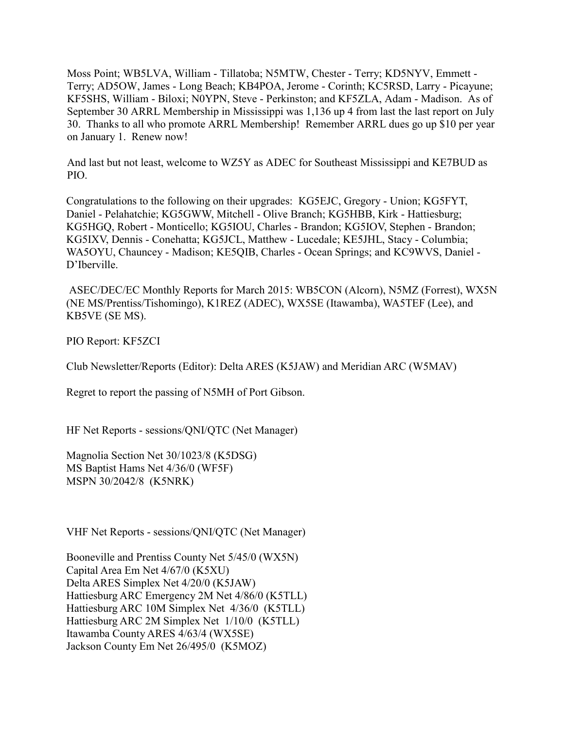Moss Point; WB5LVA, William - Tillatoba; N5MTW, Chester - Terry; KD5NYV, Emmett - Terry; AD5OW, James - Long Beach; KB4POA, Jerome - Corinth; KC5RSD, Larry - Picayune; KF5SHS, William - Biloxi; N0YPN, Steve - Perkinston; and KF5ZLA, Adam - Madison. As of September 30 ARRL Membership in Mississippi was 1,136 up 4 from last the last report on July 30. Thanks to all who promote ARRL Membership! Remember ARRL dues go up $10 per year on January 1. Renew now!

And last but not least, welcome to WZ5Y as ADEC for Southeast Mississippi and KE7BUD as PIO.

Congratulations to the following on their upgrades: KG5EJC, Gregory - Union; KG5FYT, Daniel - Pelahatchie; KG5GWW, Mitchell - Olive Branch; KG5HBB, Kirk - Hattiesburg; KG5HGQ, Robert - Monticello; KG5IOU, Charles - Brandon; KG5IOV, Stephen - Brandon; KG5IXV, Dennis - Conehatta; KG5JCL, Matthew - Lucedale; KE5JHL, Stacy - Columbia; WA5OYU, Chauncey - Madison; KE5QIB, Charles - Ocean Springs; and KC9WVS, Daniel - D'Iberville.

ASEC/DEC/EC Monthly Reports for March 2015: WB5CON (Alcorn), N5MZ (Forrest), WX5N (NE MS/Prentiss/Tishomingo), K1REZ (ADEC), WX5SE (Itawamba), WA5TEF (Lee), and KB5VE (SE MS).

PIO Report: KF5ZCI

Club Newsletter/Reports (Editor): Delta ARES (K5JAW) and Meridian ARC (W5MAV)

Regret to report the passing of N5MH of Port Gibson.

HF Net Reports - sessions/QNI/QTC (Net Manager)

Magnolia Section Net 30/1023/8 (K5DSG)
MS Baptist Hams Net 4/36/0 (WF5F)
MSPN 30/2042/8 (K5NRK)

VHF Net Reports - sessions/QNI/QTC (Net Manager)

Booneville and Prentiss County Net 5/45/0 (WX5N)
Capital Area Em Net 4/67/0 (K5XU)
Delta ARES Simplex Net 4/20/0 (K5JAW)
Hattiesburg ARC Emergency 2M Net 4/86/0 (K5TLL)
Hattiesburg ARC 10M Simplex Net 4/36/0 (K5TLL)
Hattiesburg ARC 2M Simplex Net 1/10/0 (K5TLL)
Itawamba County ARES 4/63/4 (WX5SE)
Jackson County Em Net 26/495/0 (K5MOZ)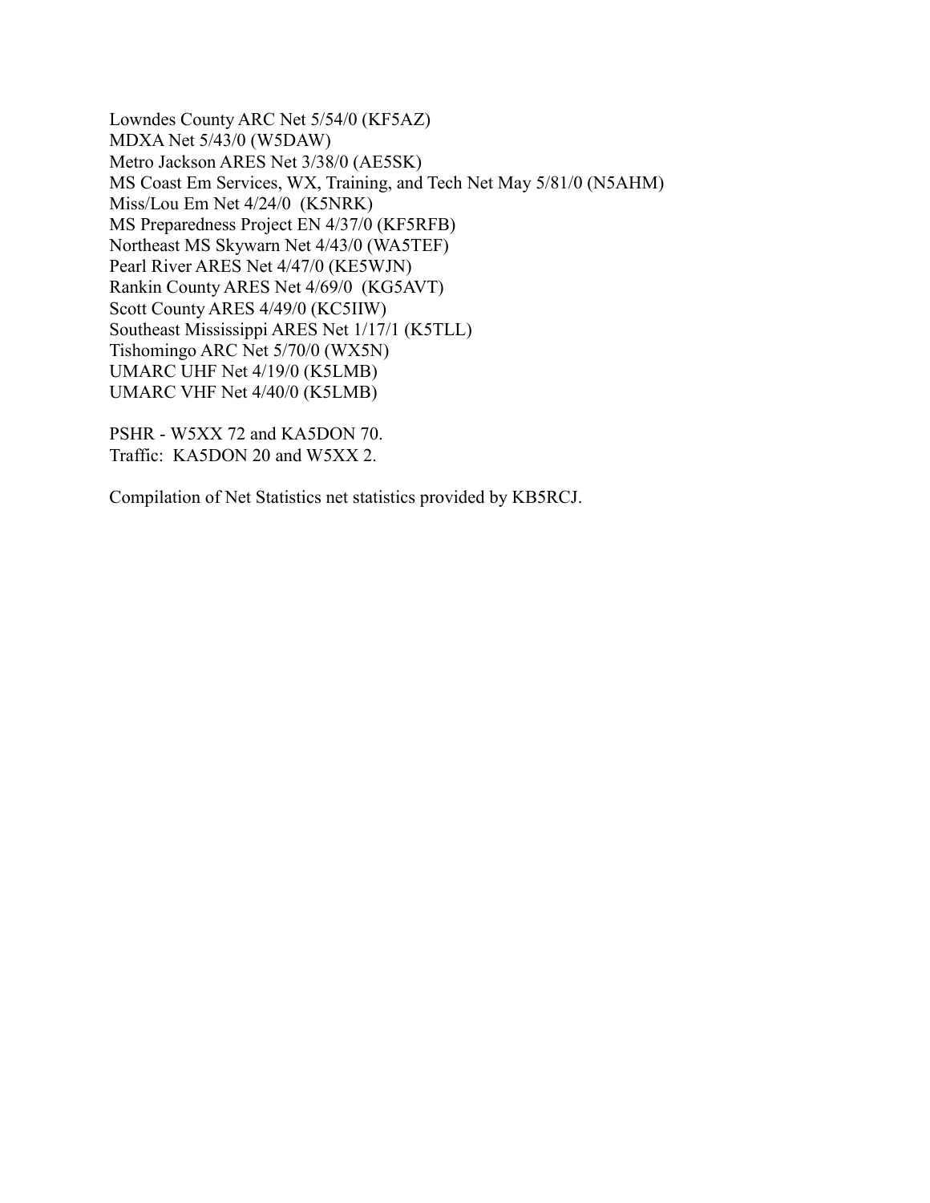Lowndes County ARC Net 5/54/0 (KF5AZ)
MDXA Net 5/43/0 (W5DAW)
Metro Jackson ARES Net 3/38/0 (AE5SK)
MS Coast Em Services, WX, Training, and Tech Net May 5/81/0 (N5AHM)
Miss/Lou Em Net 4/24/0 (K5NRK)
MS Preparedness Project EN 4/37/0 (KF5RFB)
Northeast MS Skywarn Net 4/43/0 (WA5TEF)
Pearl River ARES Net 4/47/0 (KE5WJN)
Rankin County ARES Net 4/69/0 (KG5AVT)
Scott County ARES 4/49/0 (KC5IIW)
Southeast Mississippi ARES Net 1/17/1 (K5TLL)
Tishomingo ARC Net 5/70/0 (WX5N)
UMARC UHF Net 4/19/0 (K5LMB)
UMARC VHF Net 4/40/0 (K5LMB)

PSHR - W5XX 72 and KA5DON 70.
Traffic: KA5DON 20 and W5XX 2.

Compilation of Net Statistics net statistics provided by KB5RCJ.